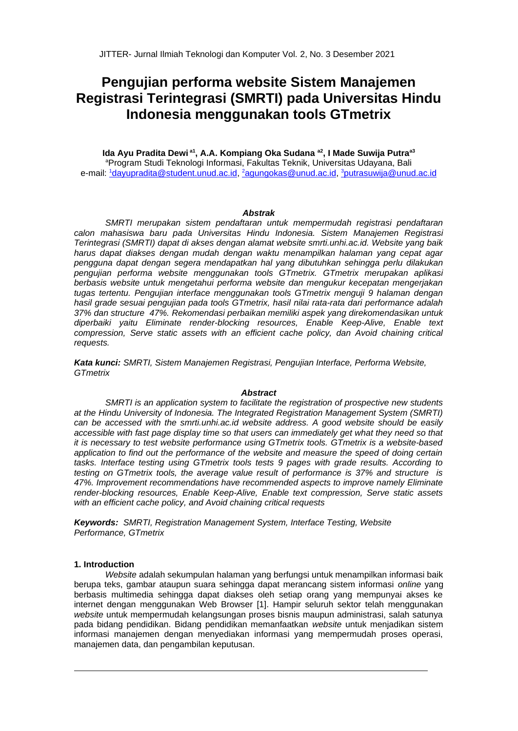# Pengujian performa website Sistem Manajemen Registrasi Terintegrasi (SMRTI) pada Universitas Hindu Indonesia menggunakan tools GTmetrix

**Ida Ayu Pradita Dewi [a1], A.A. Kompiang Oka Sudana [a2], I Made Suwija Putra[a3]**

[a]Program Studi Teknologi Informasi, Fakultas Teknik, Universitas Udayana, Bali
e-mail: [1]dayupradita@student.unud.ac.id, [2]agungokas@unud.ac.id, [3]putrasuwija@unud.ac.id

### *Abstrak*

*SMRTI merupakan sistem pendaftaran untuk mempermudah registrasi pendaftaran calon mahasiswa baru pada Universitas Hindu Indonesia. Sistem Manajemen Registrasi Terintegrasi (SMRTI) dapat di akses dengan alamat website smrti.unhi.ac.id. Website yang baik harus dapat diakses dengan mudah dengan waktu menampilkan halaman yang cepat agar pengguna dapat dengan segera mendapatkan hal yang dibutuhkan sehingga perlu dilakukan pengujian performa website menggunakan tools GTmetrix. GTmetrix merupakan aplikasi berbasis website untuk mengetahui performa website dan mengukur kecepatan mengerjakan tugas tertentu. Pengujian interface menggunakan tools GTmetrix menguji 9 halaman dengan hasil grade sesuai pengujian pada tools GTmetrix, hasil nilai rata-rata dari performance adalah 37% dan structure 47%. Rekomendasi perbaikan memiliki aspek yang direkomendasikan untuk diperbaiki yaitu Eliminate render-blocking resources, Enable Keep-Alive, Enable text compression, Serve static assets with an efficient cache policy, dan Avoid chaining critical requests.*

***Kata kunci:*** *SMRTI, Sistem Manajemen Registrasi, Pengujian Interface, Performa Website, GTmetrix*

### *Abstract*

*SMRTI is an application system to facilitate the registration of prospective new students at the Hindu University of Indonesia. The Integrated Registration Management System (SMRTI) can be accessed with the smrti.unhi.ac.id website address. A good website should be easily accessible with fast page display time so that users can immediately get what they need so that it is necessary to test website performance using GTmetrix tools. GTmetrix is a website-based application to find out the performance of the website and measure the speed of doing certain tasks. Interface testing using GTmetrix tools tests 9 pages with grade results. According to testing on GTmetrix tools, the average value result of performance is 37% and structure is 47%. Improvement recommendations have recommended aspects to improve namely Eliminate render-blocking resources, Enable Keep-Alive, Enable text compression, Serve static assets with an efficient cache policy, and Avoid chaining critical requests*

***Keywords:*** *SMRTI, Registration Management System, Interface Testing, Website Performance, GTmetrix*

## 1. Introduction

*Website* adalah sekumpulan halaman yang berfungsi untuk menampilkan informasi baik berupa teks, gambar ataupun suara sehingga dapat merancang sistem informasi *online* yang berbasis multimedia sehingga dapat diakses oleh setiap orang yang mempunyai akses ke internet dengan menggunakan Web Browser [1]. Hampir seluruh sektor telah menggunakan *website* untuk mempermudah kelangsungan proses bisnis maupun administrasi, salah satunya pada bidang pendidikan. Bidang pendidikan memanfaatkan *website* untuk menjadikan sistem informasi manajemen dengan menyediakan informasi yang mempermudah proses operasi, manajemen data, dan pengambilan keputusan.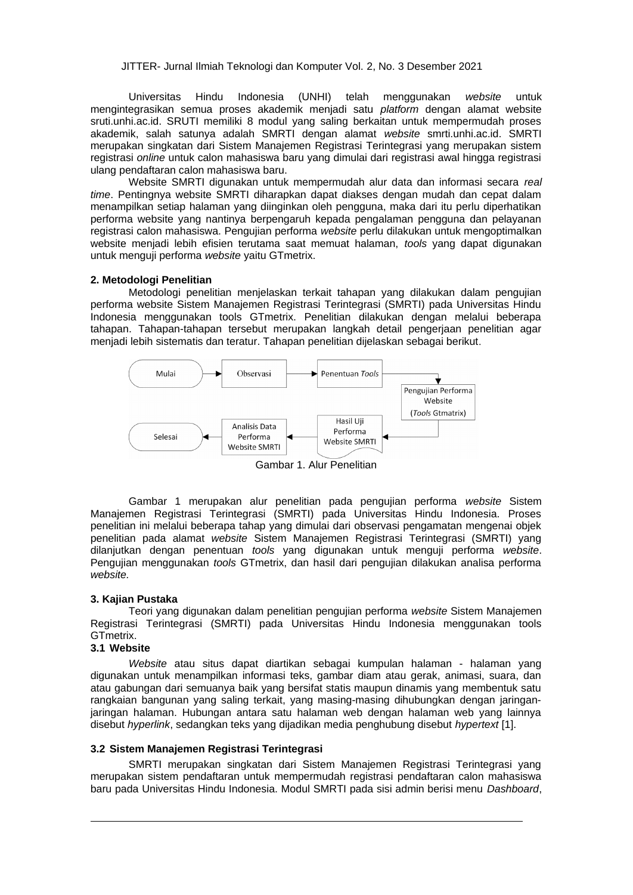Universitas Hindu Indonesia (UNHI) telah menggunakan *website* untuk mengintegrasikan semua proses akademik menjadi satu *platform* dengan alamat website sruti.unhi.ac.id. SRUTI memiliki 8 modul yang saling berkaitan untuk mempermudah proses akademik, salah satunya adalah SMRTI dengan alamat *website* smrti.unhi.ac.id. SMRTI merupakan singkatan dari Sistem Manajemen Registrasi Terintegrasi yang merupakan sistem registrasi *online* untuk calon mahasiswa baru yang dimulai dari registrasi awal hingga registrasi ulang pendaftaran calon mahasiswa baru.

Website SMRTI digunakan untuk mempermudah alur data dan informasi secara *real time*. Pentingnya website SMRTI diharapkan dapat diakses dengan mudah dan cepat dalam menampilkan setiap halaman yang diinginkan oleh pengguna, maka dari itu perlu diperhatikan performa website yang nantinya berpengaruh kepada pengalaman pengguna dan pelayanan registrasi calon mahasiswa. Pengujian performa *website* perlu dilakukan untuk mengoptimalkan website menjadi lebih efisien terutama saat memuat halaman, *tools* yang dapat digunakan untuk menguji performa *website* yaitu GTmetrix.

## 2. Metodologi Penelitian

Metodologi penelitian menjelaskan terkait tahapan yang dilakukan dalam pengujian performa website Sistem Manajemen Registrasi Terintegrasi (SMRTI) pada Universitas Hindu Indonesia menggunakan tools GTmetrix. Penelitian dilakukan dengan melalui beberapa tahapan. Tahapan-tahapan tersebut merupakan langkah detail pengerjaan penelitian agar menjadi lebih sistematis dan teratur. Tahapan penelitian dijelaskan sebagai berikut.

Mulai → Observasi → Penentuan *Tools* → Pengujian Performa Website (*Tools* Gtmatrix) → Hasil Uji Performa Website SMRTI → Analisis Data Performa Website SMRTI → Selesai

Gambar 1. Alur Penelitian

Gambar 1 merupakan alur penelitian pada pengujian performa *website* Sistem Manajemen Registrasi Terintegrasi (SMRTI) pada Universitas Hindu Indonesia. Proses penelitian ini melalui beberapa tahap yang dimulai dari observasi pengamatan mengenai objek penelitian pada alamat *website* Sistem Manajemen Registrasi Terintegrasi (SMRTI) yang dilanjutkan dengan penentuan *tools* yang digunakan untuk menguji performa *website*. Pengujian menggunakan *tools* GTmetrix, dan hasil dari pengujian dilakukan analisa performa *website.*

## 3. Kajian Pustaka

Teori yang digunakan dalam penelitian pengujian performa *website* Sistem Manajemen Registrasi Terintegrasi (SMRTI) pada Universitas Hindu Indonesia menggunakan tools GTmetrix.

### 3.1 Website

*Website* atau situs dapat diartikan sebagai kumpulan halaman - halaman yang digunakan untuk menampilkan informasi teks, gambar diam atau gerak, animasi, suara, dan atau gabungan dari semuanya baik yang bersifat statis maupun dinamis yang membentuk satu rangkaian bangunan yang saling terkait, yang masing-masing dihubungkan dengan jaringan-jaringan halaman. Hubungan antara satu halaman web dengan halaman web yang lainnya disebut *hyperlink*, sedangkan teks yang dijadikan media penghubung disebut *hypertext* [1].

### 3.2 Sistem Manajemen Registrasi Terintegrasi

SMRTI merupakan singkatan dari Sistem Manajemen Registrasi Terintegrasi yang merupakan sistem pendaftaran untuk mempermudah registrasi pendaftaran calon mahasiswa baru pada Universitas Hindu Indonesia. Modul SMRTI pada sisi admin berisi menu *Dashboard*,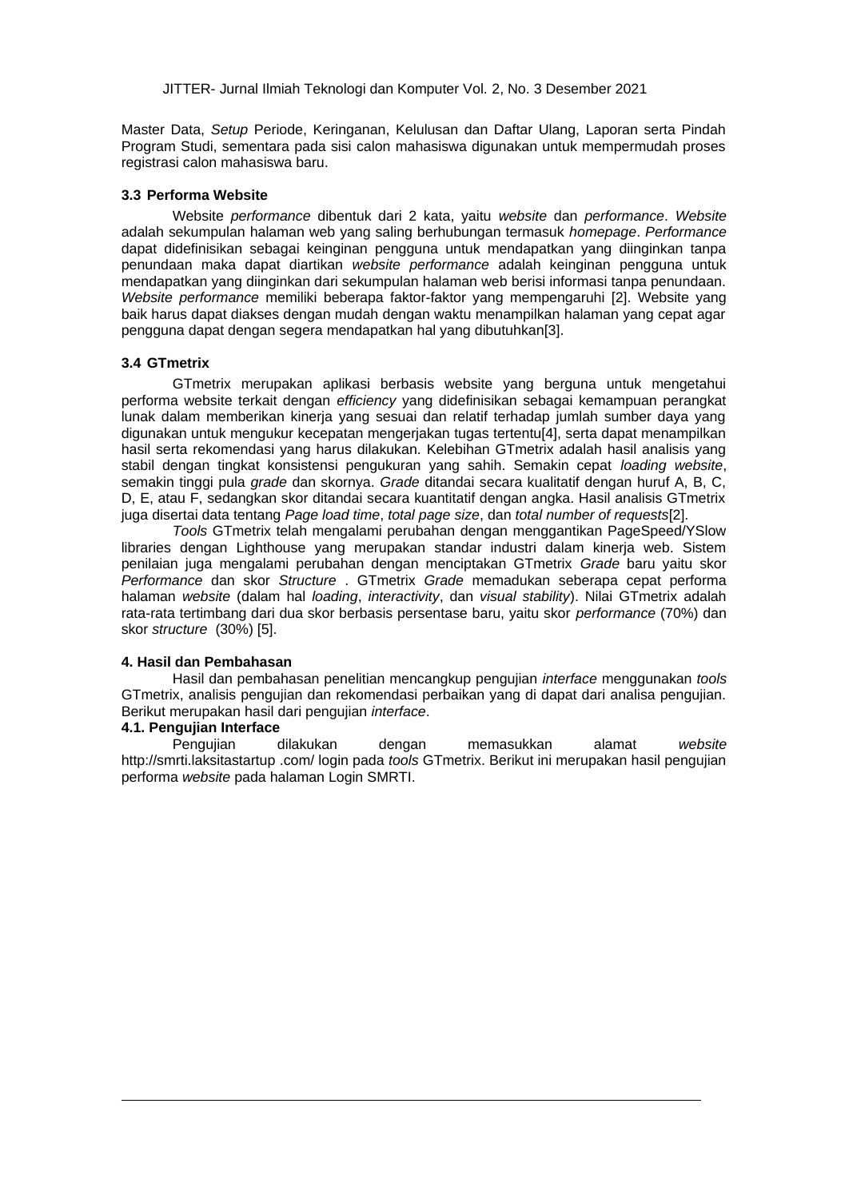Master Data, *Setup* Periode, Keringanan, Kelulusan dan Daftar Ulang, Laporan serta Pindah Program Studi, sementara pada sisi calon mahasiswa digunakan untuk mempermudah proses registrasi calon mahasiswa baru.

### 3.3 Performa Website

Website *performance* dibentuk dari 2 kata, yaitu *website* dan *performance*. *Website* adalah sekumpulan halaman web yang saling berhubungan termasuk *homepage*. *Performance* dapat didefinisikan sebagai keinginan pengguna untuk mendapatkan yang diinginkan tanpa penundaan maka dapat diartikan *website performance* adalah keinginan pengguna untuk mendapatkan yang diinginkan dari sekumpulan halaman web berisi informasi tanpa penundaan. *Website performance* memiliki beberapa faktor-faktor yang mempengaruhi [2]. Website yang baik harus dapat diakses dengan mudah dengan waktu menampilkan halaman yang cepat agar pengguna dapat dengan segera mendapatkan hal yang dibutuhkan[3].

### 3.4 GTmetrix

GTmetrix merupakan aplikasi berbasis website yang berguna untuk mengetahui performa website terkait dengan *efficiency* yang didefinisikan sebagai kemampuan perangkat lunak dalam memberikan kinerja yang sesuai dan relatif terhadap jumlah sumber daya yang digunakan untuk mengukur kecepatan mengerjakan tugas tertentu[4], serta dapat menampilkan hasil serta rekomendasi yang harus dilakukan. Kelebihan GTmetrix adalah hasil analisis yang stabil dengan tingkat konsistensi pengukuran yang sahih. Semakin cepat *loading website*, semakin tinggi pula *grade* dan skornya. *Grade* ditandai secara kualitatif dengan huruf A, B, C, D, E, atau F, sedangkan skor ditandai secara kuantitatif dengan angka. Hasil analisis GTmetrix juga disertai data tentang *Page load time*, *total page size*, dan *total number of requests*[2].

*Tools* GTmetrix telah mengalami perubahan dengan menggantikan PageSpeed/YSlow libraries dengan Lighthouse yang merupakan standar industri dalam kinerja web. Sistem penilaian juga mengalami perubahan dengan menciptakan GTmetrix *Grade* baru yaitu skor *Performance* dan skor *Structure* . GTmetrix *Grade* memadukan seberapa cepat performa halaman *website* (dalam hal *loading*, *interactivity*, dan *visual stability*). Nilai GTmetrix adalah rata-rata tertimbang dari dua skor berbasis persentase baru, yaitu skor *performance* (70%) dan skor *structure* (30%) [5].

## 4. Hasil dan Pembahasan

Hasil dan pembahasan penelitian mencangkup pengujian *interface* menggunakan *tools* GTmetrix, analisis pengujian dan rekomendasi perbaikan yang di dapat dari analisa pengujian. Berikut merupakan hasil dari pengujian *interface*.

### 4.1. Pengujian Interface

Pengujian dilakukan dengan memasukkan alamat *website* http://smrti.laksitastartup .com/ login pada *tools* GTmetrix. Berikut ini merupakan hasil pengujian performa *website* pada halaman Login SMRTI.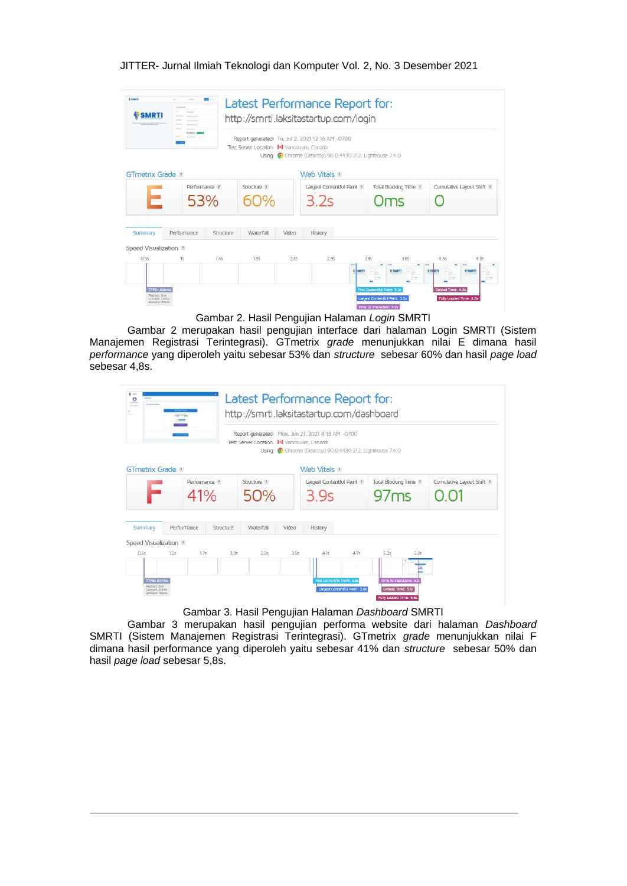Gambar 2. Hasil Pengujian Halaman *Login* SMRTI

Gambar 2 merupakan hasil pengujian interface dari halaman Login SMRTI (Sistem Manajemen Registrasi Terintegrasi). GTmetrix *grade* menunjukkan nilai E dimana hasil *performance* yang diperoleh yaitu sebesar 53% dan *structure* sebesar 60% dan hasil *page load* sebesar 4,8s.

Gambar 3. Hasil Pengujian Halaman *Dashboard* SMRTI

Gambar 3 merupakan hasil pengujian performa website dari halaman *Dashboard* SMRTI (Sistem Manajemen Registrasi Terintegrasi). GTmetrix *grade* menunjukkan nilai F dimana hasil performance yang diperoleh yaitu sebesar 41% dan *structure* sebesar 50% dan hasil *page load* sebesar 5,8s.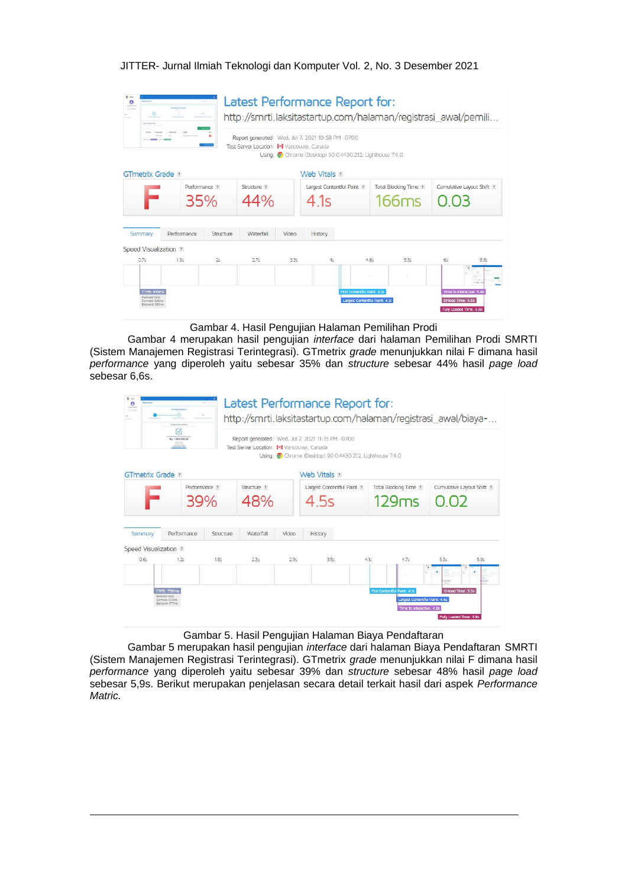Gambar 4. Hasil Pengujian Halaman Pemilihan Prodi

Gambar 4 merupakan hasil pengujian *interface* dari halaman Pemilihan Prodi SMRTI (Sistem Manajemen Registrasi Terintegrasi). GTmetrix *grade* menunjukkan nilai F dimana hasil *performance* yang diperoleh yaitu sebesar 35% dan *structure* sebesar 44% hasil *page load* sebesar 6,6s.

Gambar 5. Hasil Pengujian Halaman Biaya Pendaftaran

Gambar 5 merupakan hasil pengujian *interface* dari halaman Biaya Pendaftaran SMRTI (Sistem Manajemen Registrasi Terintegrasi). GTmetrix *grade* menunjukkan nilai F dimana hasil *performance* yang diperoleh yaitu sebesar 39% dan *structure* sebesar 48% hasil *page load* sebesar 5,9s. Berikut merupakan penjelasan secara detail terkait hasil dari aspek *Performance Matric.*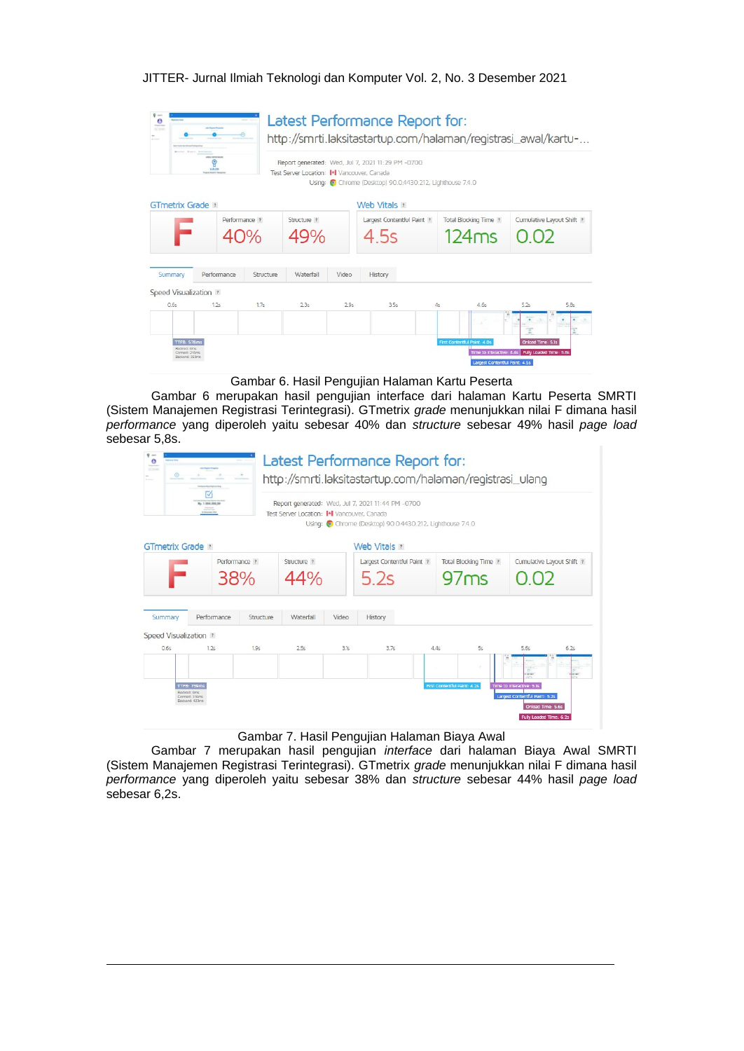Gambar 6. Hasil Pengujian Halaman Kartu Peserta

Gambar 6 merupakan hasil pengujian interface dari halaman Kartu Peserta SMRTI (Sistem Manajemen Registrasi Terintegrasi). GTmetrix *grade* menunjukkan nilai F dimana hasil *performance* yang diperoleh yaitu sebesar 40% dan *structure* sebesar 49% hasil *page load* sebesar 5,8s.

Gambar 7. Hasil Pengujian Halaman Biaya Awal

Gambar 7 merupakan hasil pengujian *interface* dari halaman Biaya Awal SMRTI (Sistem Manajemen Registrasi Terintegrasi). GTmetrix *grade* menunjukkan nilai F dimana hasil *performance* yang diperoleh yaitu sebesar 38% dan *structure* sebesar 44% hasil *page load* sebesar 6,2s.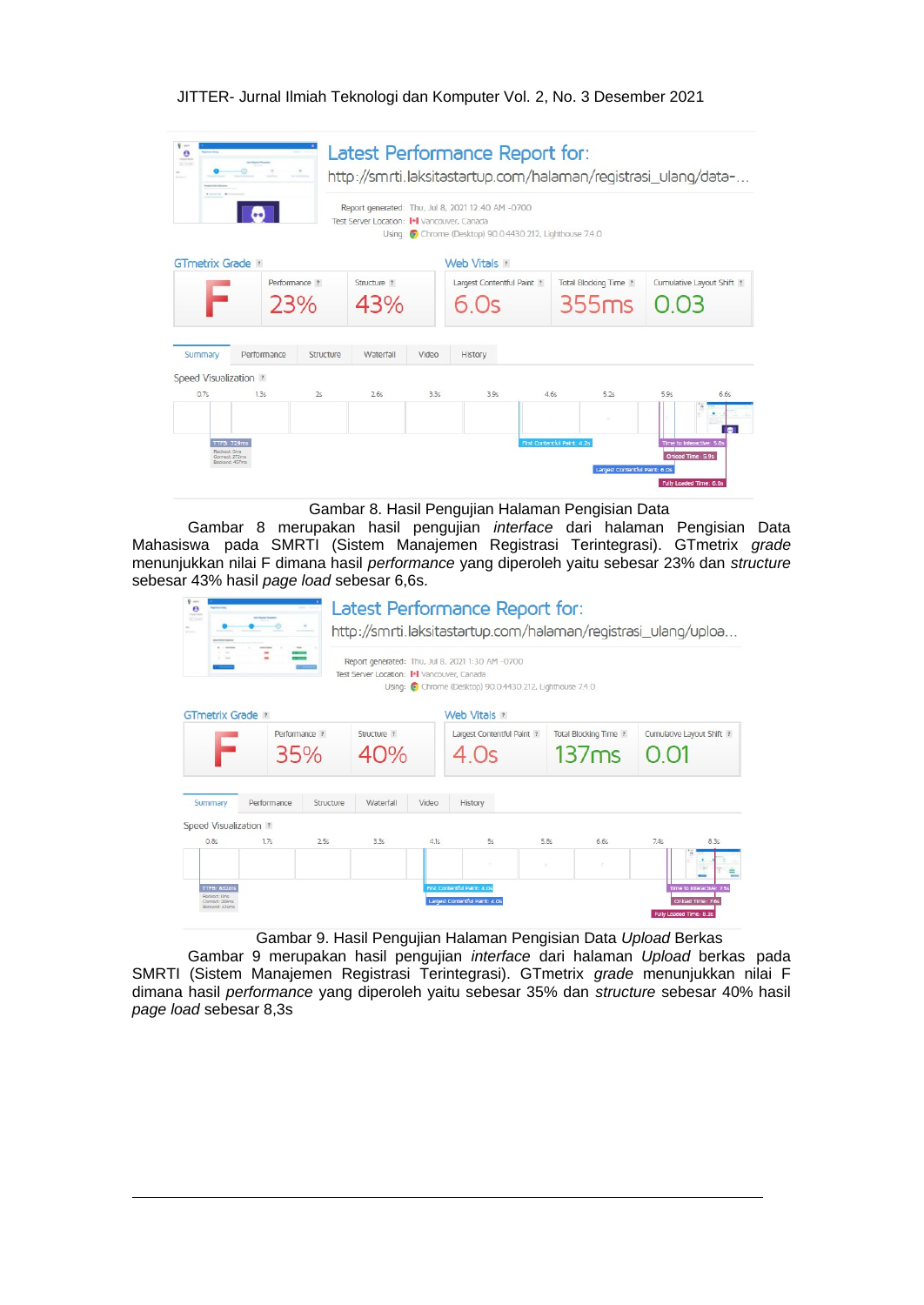Gambar 8. Hasil Pengujian Halaman Pengisian Data

Gambar 8 merupakan hasil pengujian *interface* dari halaman Pengisian Data Mahasiswa pada SMRTI (Sistem Manajemen Registrasi Terintegrasi). GTmetrix *grade* menunjukkan nilai F dimana hasil *performance* yang diperoleh yaitu sebesar 23% dan *structure* sebesar 43% hasil *page load* sebesar 6,6s.

Gambar 9. Hasil Pengujian Halaman Pengisian Data *Upload* Berkas

Gambar 9 merupakan hasil pengujian *interface* dari halaman *Upload* berkas pada SMRTI (Sistem Manajemen Registrasi Terintegrasi). GTmetrix *grade* menunjukkan nilai F dimana hasil *performance* yang diperoleh yaitu sebesar 35% dan *structure* sebesar 40% hasil *page load* sebesar 8,3s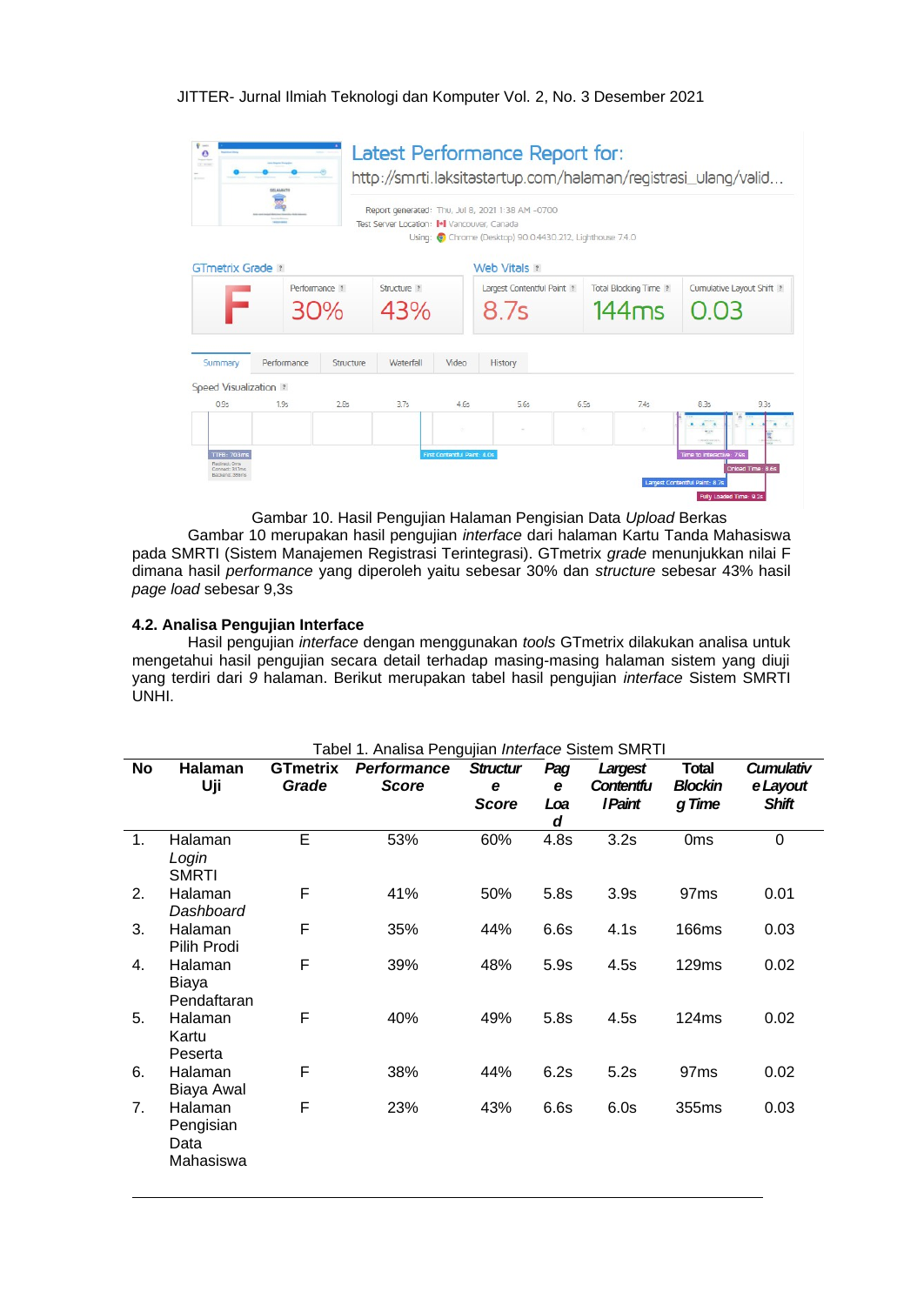Gambar 10. Hasil Pengujian Halaman Pengisian Data *Upload* Berkas

Gambar 10 merupakan hasil pengujian *interface* dari halaman Kartu Tanda Mahasiswa pada SMRTI (Sistem Manajemen Registrasi Terintegrasi). GTmetrix *grade* menunjukkan nilai F dimana hasil *performance* yang diperoleh yaitu sebesar 30% dan *structure* sebesar 43% hasil *page load* sebesar 9,3s

### 4.2. Analisa Pengujian Interface

Hasil pengujian *interface* dengan menggunakan *tools* GTmetrix dilakukan analisa untuk mengetahui hasil pengujian secara detail terhadap masing-masing halaman sistem yang diuji yang terdiri dari *9* halaman. Berikut merupakan tabel hasil pengujian *interface* Sistem SMRTI UNHI.

Tabel 1. Analisa Pengujian *Interface* Sistem SMRTI

| No | Halaman Uji | GTmetrix *Grade* | *Performance Score* | *Structure Score* | *Page Load* | *Largest Contentful Paint* | *Total Blocking Time* | *Cumulative Layout Shift* |
|---|---|---|---|---|---|---|---|---|
| 1. | Halaman *Login* SMRTI | E | 53% | 60% | 4.8s | 3.2s | 0ms | 0 |
| 2. | Halaman *Dashboard* | F | 41% | 50% | 5.8s | 3.9s | 97ms | 0.01 |
| 3. | Halaman Pilih Prodi | F | 35% | 44% | 6.6s | 4.1s | 166ms | 0.03 |
| 4. | Halaman Biaya Pendaftaran | F | 39% | 48% | 5.9s | 4.5s | 129ms | 0.02 |
| 5. | Halaman Kartu Peserta | F | 40% | 49% | 5.8s | 4.5s | 124ms | 0.02 |
| 6. | Halaman Biaya Awal | F | 38% | 44% | 6.2s | 5.2s | 97ms | 0.02 |
| 7. | Halaman Pengisian Data Mahasiswa | F | 23% | 43% | 6.6s | 6.0s | 355ms | 0.03 |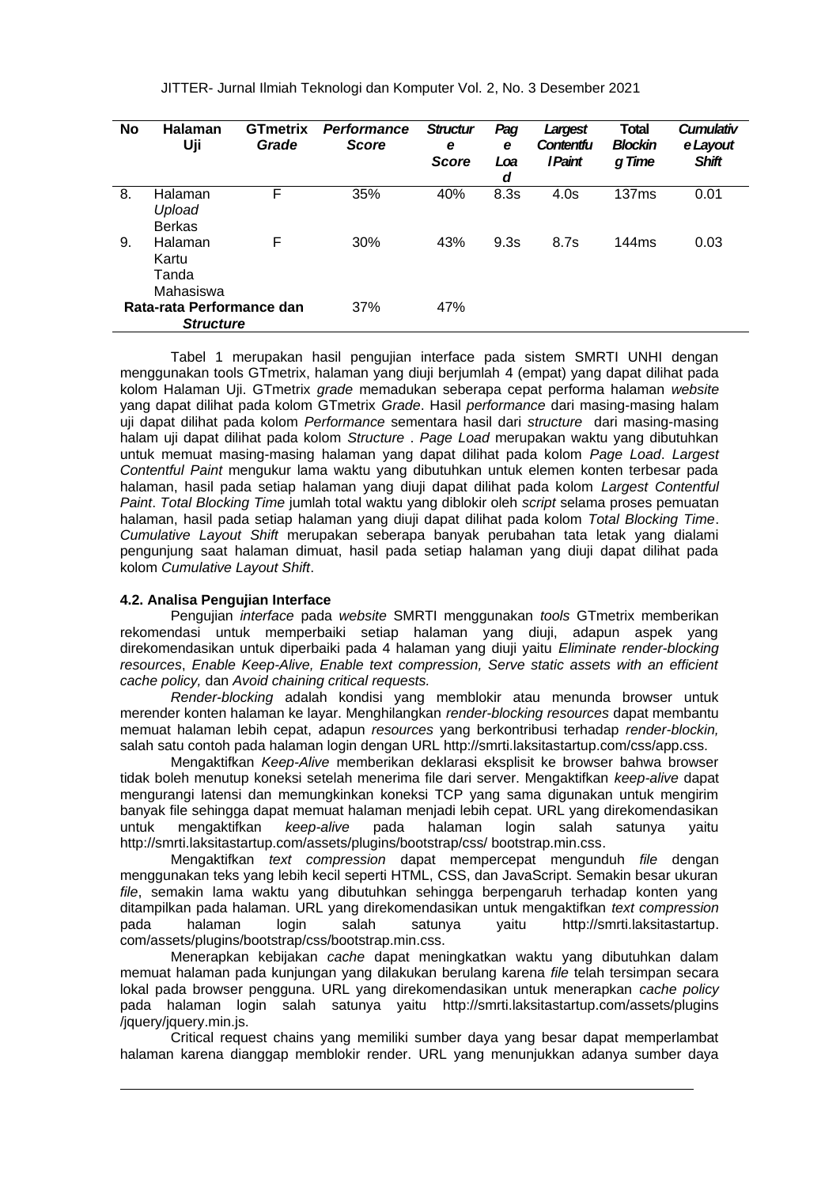| No | Halaman Uji | GTmetrix *Grade* | *Performance Score* | *Structure Score* | *Page Load* | *Largest Contentful Paint* | *Total Blocking Time* | *Cumulative Layout Shift* |
|---|---|---|---|---|---|---|---|---|
| 8. | Halaman *Upload* Berkas | F | 35% | 40% | 8.3s | 4.0s | 137ms | 0.01 |
| 9. | Halaman Kartu Tanda Mahasiswa | F | 30% | 43% | 9.3s | 8.7s | 144ms | 0.03 |
| **Rata-rata Performance dan *Structure*** | | | 37% | 47% | | | | |

Tabel 1 merupakan hasil pengujian interface pada sistem SMRTI UNHI dengan menggunakan tools GTmetrix, halaman yang diuji berjumlah 4 (empat) yang dapat dilihat pada kolom Halaman Uji. GTmetrix *grade* memadukan seberapa cepat performa halaman *website* yang dapat dilihat pada kolom GTmetrix *Grade*. Hasil *performance* dari masing-masing halam uji dapat dilihat pada kolom *Performance* sementara hasil dari *structure* dari masing-masing halam uji dapat dilihat pada kolom *Structure* . *Page Load* merupakan waktu yang dibutuhkan untuk memuat masing-masing halaman yang dapat dilihat pada kolom *Page Load*. *Largest Contentful Paint* mengukur lama waktu yang dibutuhkan untuk elemen konten terbesar pada halaman, hasil pada setiap halaman yang diuji dapat dilihat pada kolom *Largest Contentful Paint*. *Total Blocking Time* jumlah total waktu yang diblokir oleh *script* selama proses pemuatan halaman, hasil pada setiap halaman yang diuji dapat dilihat pada kolom *Total Blocking Time*. *Cumulative Layout Shift* merupakan seberapa banyak perubahan tata letak yang dialami pengunjung saat halaman dimuat, hasil pada setiap halaman yang diuji dapat dilihat pada kolom *Cumulative Layout Shift*.

### 4.2. Analisa Pengujian Interface

Pengujian *interface* pada *website* SMRTI menggunakan *tools* GTmetrix memberikan rekomendasi untuk memperbaiki setiap halaman yang diuji, adapun aspek yang direkomendasikan untuk diperbaiki pada 4 halaman yang diuji yaitu *Eliminate render-blocking resources*, *Enable Keep-Alive, Enable text compression, Serve static assets with an efficient cache policy,* dan *Avoid chaining critical requests.*

*Render-blocking* adalah kondisi yang memblokir atau menunda browser untuk merender konten halaman ke layar. Menghilangkan *render-blocking resources* dapat membantu memuat halaman lebih cepat, adapun *resources* yang berkontribusi terhadap *render-blockin,* salah satu contoh pada halaman login dengan URL http://smrti.laksitastartup.com/css/app.css.

Mengaktifkan *Keep-Alive* memberikan deklarasi eksplisit ke browser bahwa browser tidak boleh menutup koneksi setelah menerima file dari server. Mengaktifkan *keep-alive* dapat mengurangi latensi dan memungkinkan koneksi TCP yang sama digunakan untuk mengirim banyak file sehingga dapat memuat halaman menjadi lebih cepat. URL yang direkomendasikan untuk mengaktifkan *keep-alive* pada halaman login salah satunya yaitu http://smrti.laksitastartup.com/assets/plugins/bootstrap/css/ bootstrap.min.css.

Mengaktifkan *text compression* dapat mempercepat mengunduh *file* dengan menggunakan teks yang lebih kecil seperti HTML, CSS, dan JavaScript. Semakin besar ukuran *file*, semakin lama waktu yang dibutuhkan sehingga berpengaruh terhadap konten yang ditampilkan pada halaman. URL yang direkomendasikan untuk mengaktifkan *text compression* pada halaman login salah satunya yaitu http://smrti.laksitastartup. com/assets/plugins/bootstrap/css/bootstrap.min.css.

Menerapkan kebijakan *cache* dapat meningkatkan waktu yang dibutuhkan dalam memuat halaman pada kunjungan yang dilakukan berulang karena *file* telah tersimpan secara lokal pada browser pengguna. URL yang direkomendasikan untuk menerapkan *cache policy* pada halaman login salah satunya yaitu http://smrti.laksitastartup.com/assets/plugins /jquery/jquery.min.js.

Critical request chains yang memiliki sumber daya yang besar dapat memperlambat halaman karena dianggap memblokir render. URL yang menunjukkan adanya sumber daya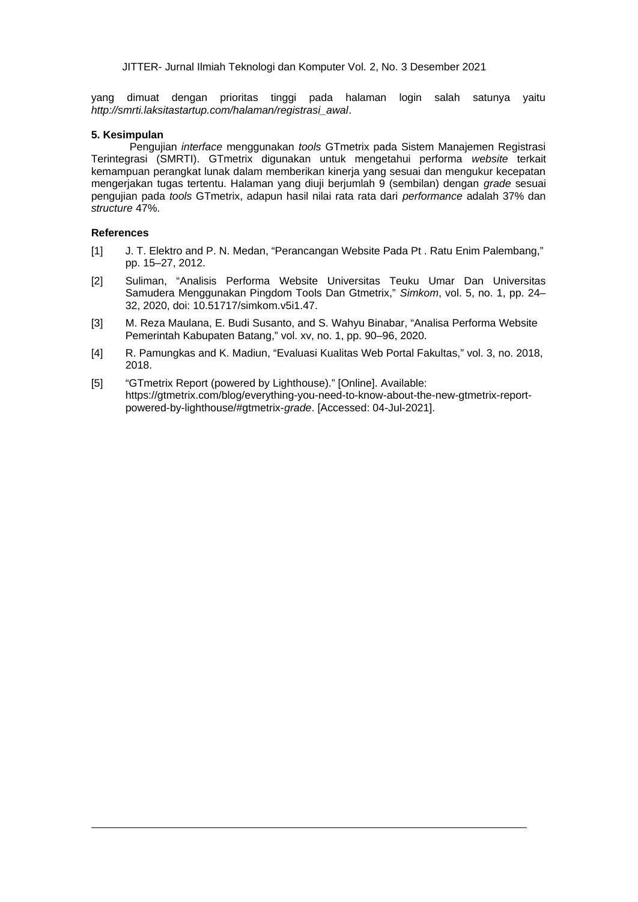yang dimuat dengan prioritas tinggi pada halaman login salah satunya yaitu *http://smrti.laksitastartup.com/halaman/registrasi_awal*.

### 5. Kesimpulan

Pengujian *interface* menggunakan *tools* GTmetrix pada Sistem Manajemen Registrasi Terintegrasi (SMRTI). GTmetrix digunakan untuk mengetahui performa *website* terkait kemampuan perangkat lunak dalam memberikan kinerja yang sesuai dan mengukur kecepatan mengerjakan tugas tertentu. Halaman yang diuji berjumlah 9 (sembilan) dengan *grade* sesuai pengujian pada *tools* GTmetrix, adapun hasil nilai rata rata dari *performance* adalah 37% dan *structure* 47%.

### References

[1] J. T. Elektro and P. N. Medan, “Perancangan Website Pada Pt . Ratu Enim Palembang,” pp. 15–27, 2012.

[2] Suliman, “Analisis Performa Website Universitas Teuku Umar Dan Universitas Samudera Menggunakan Pingdom Tools Dan Gtmetrix,” *Simkom*, vol. 5, no. 1, pp. 24–32, 2020, doi: 10.51717/simkom.v5i1.47.

[3] M. Reza Maulana, E. Budi Susanto, and S. Wahyu Binabar, “Analisa Performa Website Pemerintah Kabupaten Batang,” vol. xv, no. 1, pp. 90–96, 2020.

[4] R. Pamungkas and K. Madiun, “Evaluasi Kualitas Web Portal Fakultas,” vol. 3, no. 2018, 2018.

[5] “GTmetrix Report (powered by Lighthouse).” [Online]. Available: https://gtmetrix.com/blog/everything-you-need-to-know-about-the-new-gtmetrix-report-powered-by-lighthouse/#gtmetrix-*grade*. [Accessed: 04-Jul-2021].